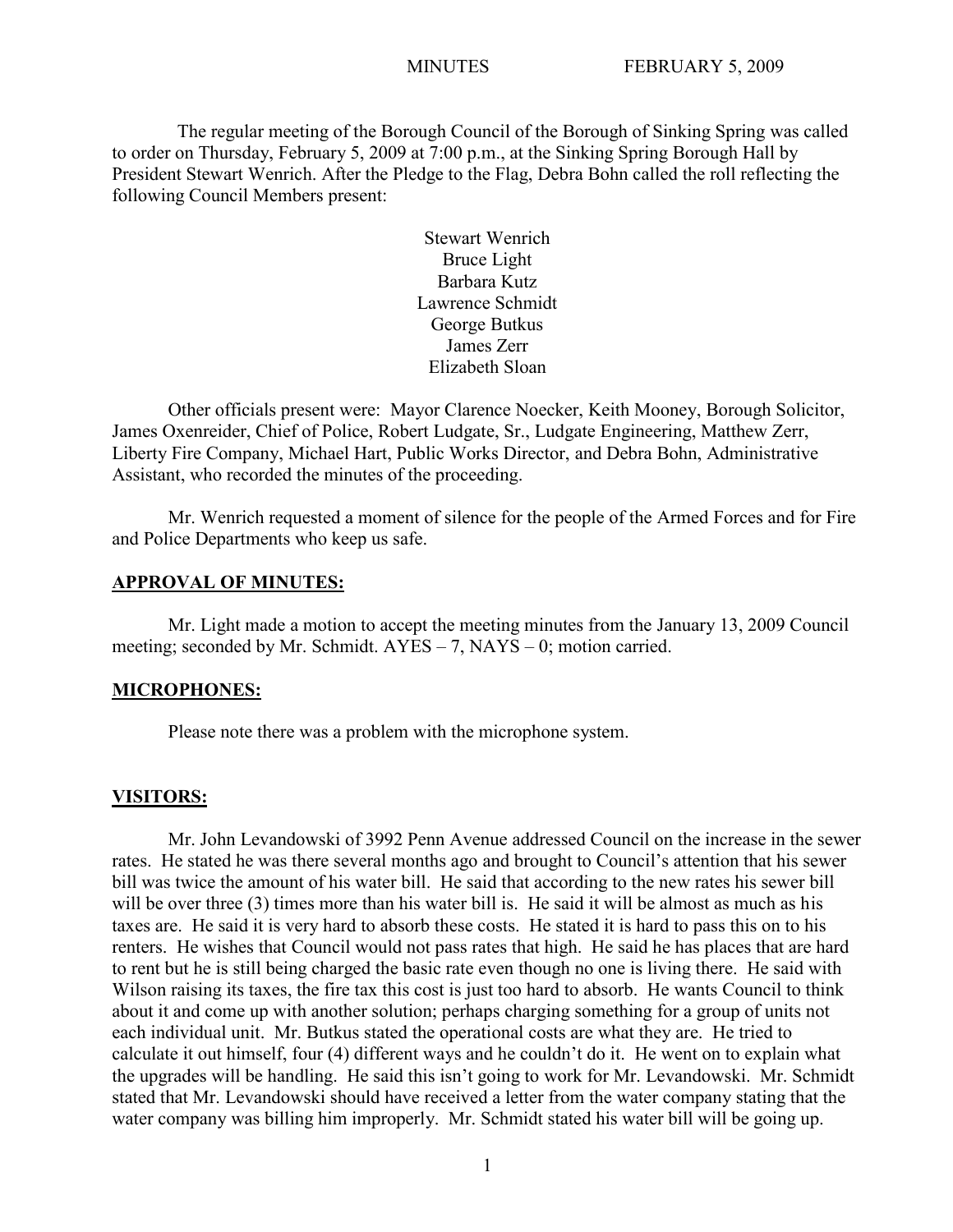MINUTES FEBRUARY 5, 2009

The regular meeting of the Borough Council of the Borough of Sinking Spring was called to order on Thursday, February 5, 2009 at 7:00 p.m., at the Sinking Spring Borough Hall by President Stewart Wenrich. After the Pledge to the Flag, Debra Bohn called the roll reflecting the following Council Members present:

Stewart Wenrich
Bruce Light
Barbara Kutz
Lawrence Schmidt
George Butkus
James Zerr
Elizabeth Sloan

Other officials present were: Mayor Clarence Noecker, Keith Mooney, Borough Solicitor, James Oxenreider, Chief of Police, Robert Ludgate, Sr., Ludgate Engineering, Matthew Zerr, Liberty Fire Company, Michael Hart, Public Works Director, and Debra Bohn, Administrative Assistant, who recorded the minutes of the proceeding.

Mr. Wenrich requested a moment of silence for the people of the Armed Forces and for Fire and Police Departments who keep us safe.

**APPROVAL OF MINUTES:**

Mr. Light made a motion to accept the meeting minutes from the January 13, 2009 Council meeting; seconded by Mr. Schmidt. AYES – 7, NAYS – 0; motion carried.

**MICROPHONES:**

Please note there was a problem with the microphone system.

**VISITORS:**

Mr. John Levandowski of 3992 Penn Avenue addressed Council on the increase in the sewer rates. He stated he was there several months ago and brought to Council's attention that his sewer bill was twice the amount of his water bill. He said that according to the new rates his sewer bill will be over three (3) times more than his water bill is. He said it will be almost as much as his taxes are. He said it is very hard to absorb these costs. He stated it is hard to pass this on to his renters. He wishes that Council would not pass rates that high. He said he has places that are hard to rent but he is still being charged the basic rate even though no one is living there. He said with Wilson raising its taxes, the fire tax this cost is just too hard to absorb. He wants Council to think about it and come up with another solution; perhaps charging something for a group of units not each individual unit. Mr. Butkus stated the operational costs are what they are. He tried to calculate it out himself, four (4) different ways and he couldn't do it. He went on to explain what the upgrades will be handling. He said this isn't going to work for Mr. Levandowski. Mr. Schmidt stated that Mr. Levandowski should have received a letter from the water company stating that the water company was billing him improperly. Mr. Schmidt stated his water bill will be going up.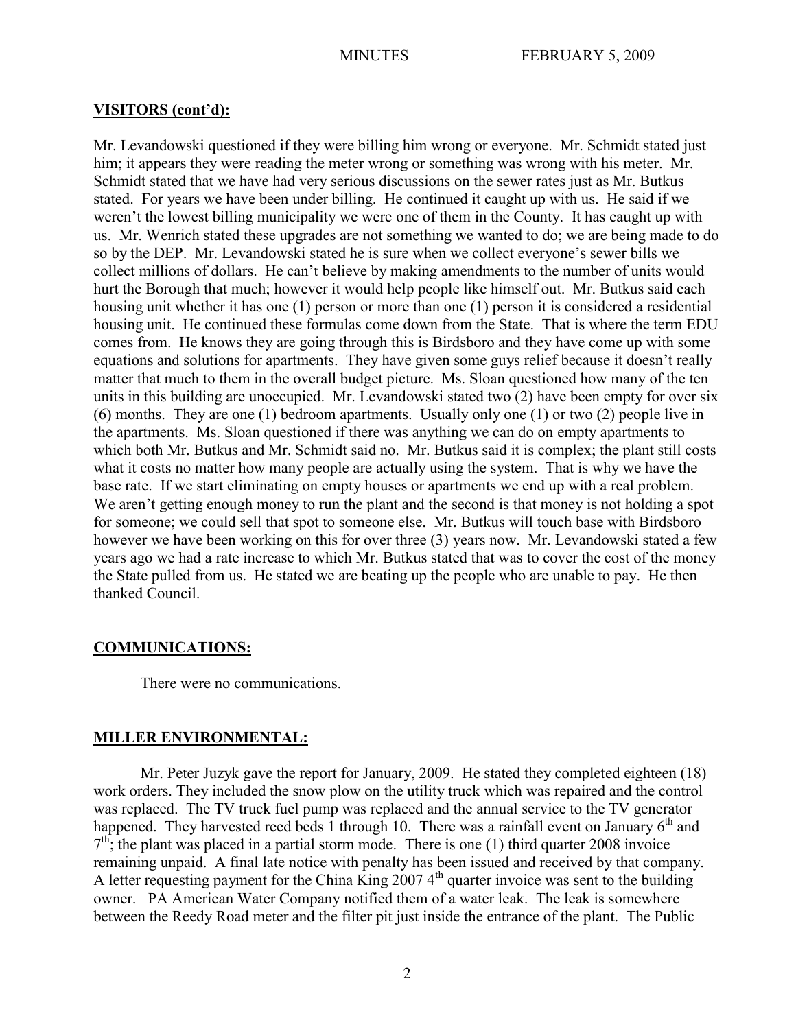## VISITORS (cont'd):

Mr. Levandowski questioned if they were billing him wrong or everyone. Mr. Schmidt stated just him; it appears they were reading the meter wrong or something was wrong with his meter. Mr. Schmidt stated that we have had very serious discussions on the sewer rates just as Mr. Butkus stated. For years we have been under billing. He continued it caught up with us. He said if we weren't the lowest billing municipality we were one of them in the County. It has caught up with us. Mr. Wenrich stated these upgrades are not something we wanted to do; we are being made to do so by the DEP. Mr. Levandowski stated he is sure when we collect everyone's sewer bills we collect millions of dollars. He can't believe by making amendments to the number of units would hurt the Borough that much; however it would help people like himself out. Mr. Butkus said each housing unit whether it has one (1) person or more than one (1) person it is considered a residential housing unit. He continued these formulas come down from the State. That is where the term EDU comes from. He knows they are going through this is Birdsboro and they have come up with some equations and solutions for apartments. They have given some guys relief because it doesn't really matter that much to them in the overall budget picture. Ms. Sloan questioned how many of the ten units in this building are unoccupied. Mr. Levandowski stated two (2) have been empty for over six (6) months. They are one (1) bedroom apartments. Usually only one (1) or two (2) people live in the apartments. Ms. Sloan questioned if there was anything we can do on empty apartments to which both Mr. Butkus and Mr. Schmidt said no. Mr. Butkus said it is complex; the plant still costs what it costs no matter how many people are actually using the system. That is why we have the base rate. If we start eliminating on empty houses or apartments we end up with a real problem. We aren't getting enough money to run the plant and the second is that money is not holding a spot for someone; we could sell that spot to someone else. Mr. Butkus will touch base with Birdsboro however we have been working on this for over three (3) years now. Mr. Levandowski stated a few years ago we had a rate increase to which Mr. Butkus stated that was to cover the cost of the money the State pulled from us. He stated we are beating up the people who are unable to pay. He then thanked Council.

## COMMUNICATIONS:

There were no communications.

## MILLER ENVIRONMENTAL:

Mr. Peter Juzyk gave the report for January, 2009. He stated they completed eighteen (18) work orders. They included the snow plow on the utility truck which was repaired and the control was replaced. The TV truck fuel pump was replaced and the annual service to the TV generator happened. They harvested reed beds 1 through 10. There was a rainfall event on January 6th and 7th; the plant was placed in a partial storm mode. There is one (1) third quarter 2008 invoice remaining unpaid. A final late notice with penalty has been issued and received by that company. A letter requesting payment for the China King 2007 4th quarter invoice was sent to the building owner. PA American Water Company notified them of a water leak. The leak is somewhere between the Reedy Road meter and the filter pit just inside the entrance of the plant. The Public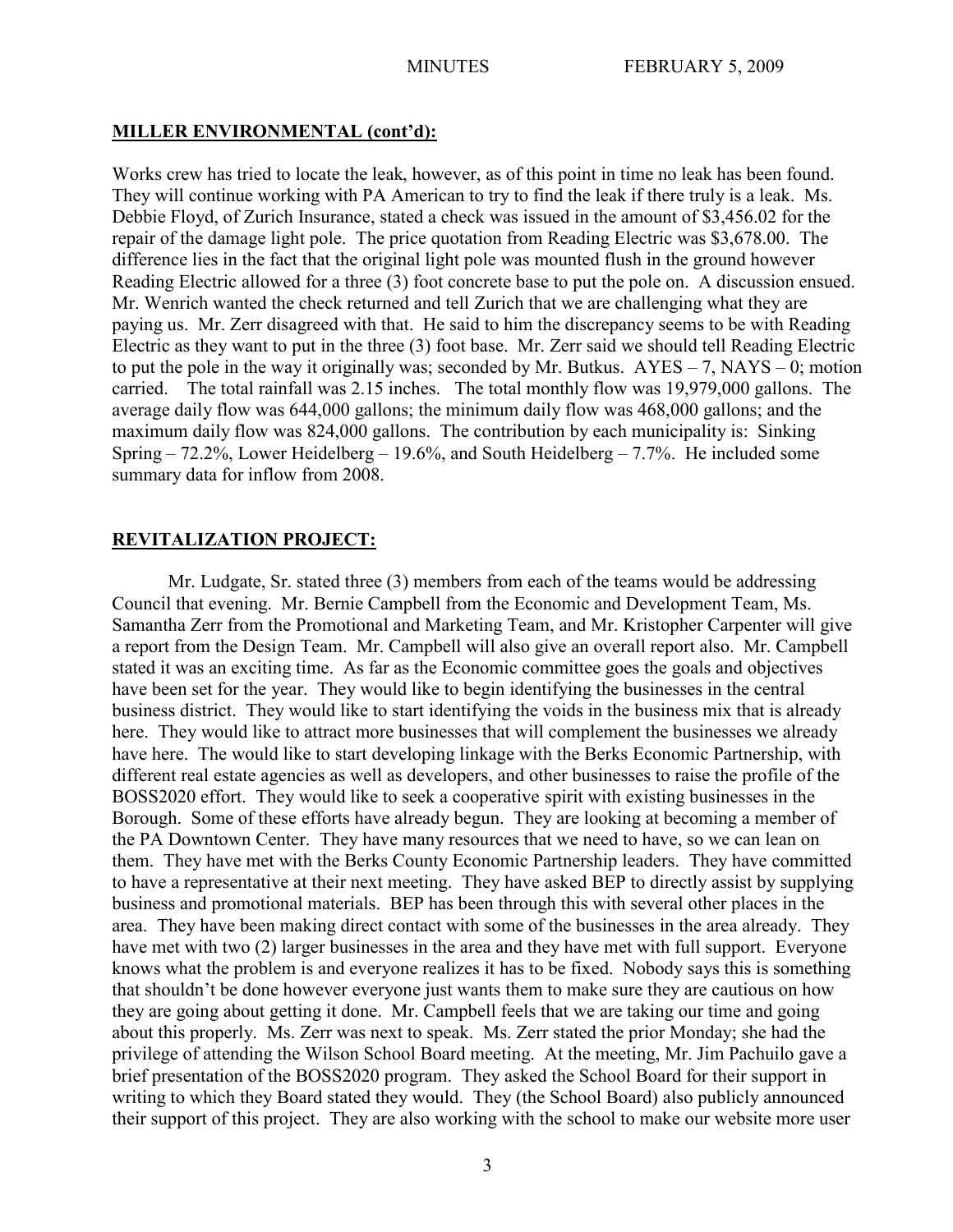## MILLER ENVIRONMENTAL (cont'd):

Works crew has tried to locate the leak, however, as of this point in time no leak has been found. They will continue working with PA American to try to find the leak if there truly is a leak. Ms. Debbie Floyd, of Zurich Insurance, stated a check was issued in the amount of $3,456.02 for the repair of the damage light pole. The price quotation from Reading Electric was $3,678.00. The difference lies in the fact that the original light pole was mounted flush in the ground however Reading Electric allowed for a three (3) foot concrete base to put the pole on. A discussion ensued. Mr. Wenrich wanted the check returned and tell Zurich that we are challenging what they are paying us. Mr. Zerr disagreed with that. He said to him the discrepancy seems to be with Reading Electric as they want to put in the three (3) foot base. Mr. Zerr said we should tell Reading Electric to put the pole in the way it originally was; seconded by Mr. Butkus. AYES – 7, NAYS – 0; motion carried. The total rainfall was 2.15 inches. The total monthly flow was 19,979,000 gallons. The average daily flow was 644,000 gallons; the minimum daily flow was 468,000 gallons; and the maximum daily flow was 824,000 gallons. The contribution by each municipality is: Sinking Spring – 72.2%, Lower Heidelberg – 19.6%, and South Heidelberg – 7.7%. He included some summary data for inflow from 2008.

## REVITALIZATION PROJECT:

Mr. Ludgate, Sr. stated three (3) members from each of the teams would be addressing Council that evening. Mr. Bernie Campbell from the Economic and Development Team, Ms. Samantha Zerr from the Promotional and Marketing Team, and Mr. Kristopher Carpenter will give a report from the Design Team. Mr. Campbell will also give an overall report also. Mr. Campbell stated it was an exciting time. As far as the Economic committee goes the goals and objectives have been set for the year. They would like to begin identifying the businesses in the central business district. They would like to start identifying the voids in the business mix that is already here. They would like to attract more businesses that will complement the businesses we already have here. The would like to start developing linkage with the Berks Economic Partnership, with different real estate agencies as well as developers, and other businesses to raise the profile of the BOSS2020 effort. They would like to seek a cooperative spirit with existing businesses in the Borough. Some of these efforts have already begun. They are looking at becoming a member of the PA Downtown Center. They have many resources that we need to have, so we can lean on them. They have met with the Berks County Economic Partnership leaders. They have committed to have a representative at their next meeting. They have asked BEP to directly assist by supplying business and promotional materials. BEP has been through this with several other places in the area. They have been making direct contact with some of the businesses in the area already. They have met with two (2) larger businesses in the area and they have met with full support. Everyone knows what the problem is and everyone realizes it has to be fixed. Nobody says this is something that shouldn't be done however everyone just wants them to make sure they are cautious on how they are going about getting it done. Mr. Campbell feels that we are taking our time and going about this properly. Ms. Zerr was next to speak. Ms. Zerr stated the prior Monday; she had the privilege of attending the Wilson School Board meeting. At the meeting, Mr. Jim Pachuilo gave a brief presentation of the BOSS2020 program. They asked the School Board for their support in writing to which they Board stated they would. They (the School Board) also publicly announced their support of this project. They are also working with the school to make our website more user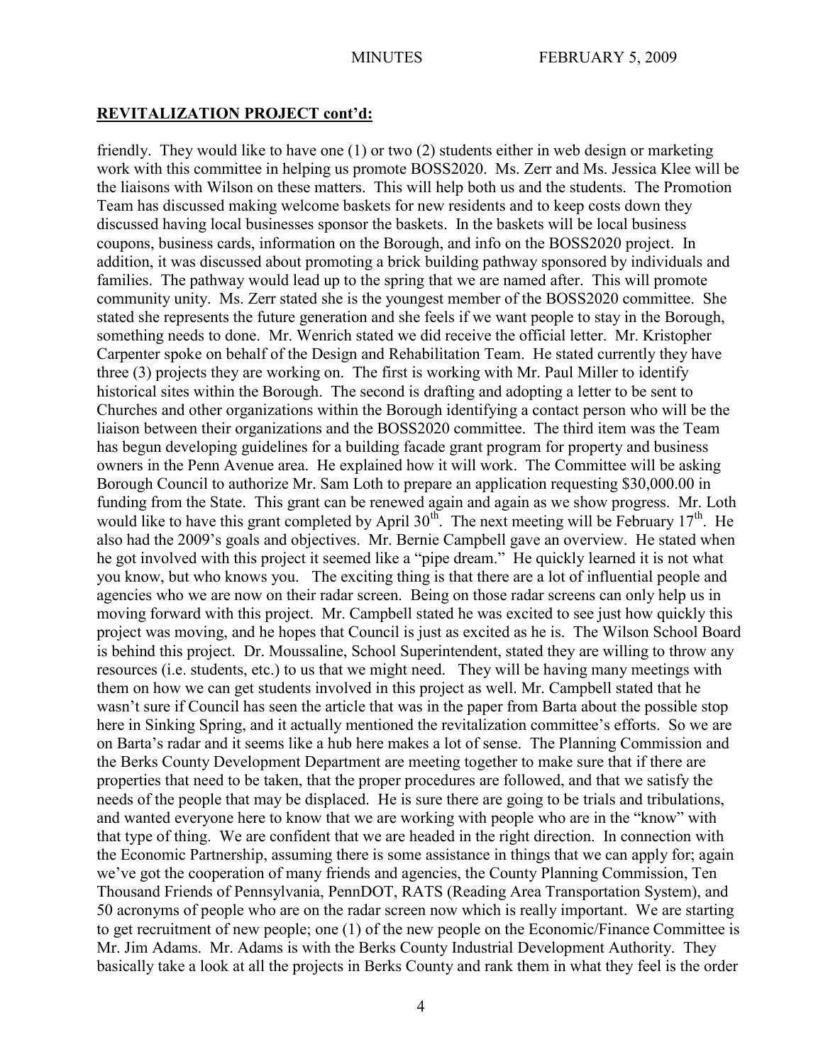## **REVITALIZATION PROJECT cont'd:**

friendly. They would like to have one (1) or two (2) students either in web design or marketing work with this committee in helping us promote BOSS2020. Ms. Zerr and Ms. Jessica Klee will be the liaisons with Wilson on these matters. This will help both us and the students. The Promotion Team has discussed making welcome baskets for new residents and to keep costs down they discussed having local businesses sponsor the baskets. In the baskets will be local business coupons, business cards, information on the Borough, and info on the BOSS2020 project. In addition, it was discussed about promoting a brick building pathway sponsored by individuals and families. The pathway would lead up to the spring that we are named after. This will promote community unity. Ms. Zerr stated she is the youngest member of the BOSS2020 committee. She stated she represents the future generation and she feels if we want people to stay in the Borough, something needs to done. Mr. Wenrich stated we did receive the official letter. Mr. Kristopher Carpenter spoke on behalf of the Design and Rehabilitation Team. He stated currently they have three (3) projects they are working on. The first is working with Mr. Paul Miller to identify historical sites within the Borough. The second is drafting and adopting a letter to be sent to Churches and other organizations within the Borough identifying a contact person who will be the liaison between their organizations and the BOSS2020 committee. The third item was the Team has begun developing guidelines for a building facade grant program for property and business owners in the Penn Avenue area. He explained how it will work. The Committee will be asking Borough Council to authorize Mr. Sam Loth to prepare an application requesting $30,000.00 in funding from the State. This grant can be renewed again and again as we show progress. Mr. Loth would like to have this grant completed by April 30th. The next meeting will be February 17th. He also had the 2009's goals and objectives. Mr. Bernie Campbell gave an overview. He stated when he got involved with this project it seemed like a "pipe dream." He quickly learned it is not what you know, but who knows you. The exciting thing is that there are a lot of influential people and agencies who we are now on their radar screen. Being on those radar screens can only help us in moving forward with this project. Mr. Campbell stated he was excited to see just how quickly this project was moving, and he hopes that Council is just as excited as he is. The Wilson School Board is behind this project. Dr. Moussaline, School Superintendent, stated they are willing to throw any resources (i.e. students, etc.) to us that we might need. They will be having many meetings with them on how we can get students involved in this project as well. Mr. Campbell stated that he wasn't sure if Council has seen the article that was in the paper from Barta about the possible stop here in Sinking Spring, and it actually mentioned the revitalization committee's efforts. So we are on Barta's radar and it seems like a hub here makes a lot of sense. The Planning Commission and the Berks County Development Department are meeting together to make sure that if there are properties that need to be taken, that the proper procedures are followed, and that we satisfy the needs of the people that may be displaced. He is sure there are going to be trials and tribulations, and wanted everyone here to know that we are working with people who are in the "know" with that type of thing. We are confident that we are headed in the right direction. In connection with the Economic Partnership, assuming there is some assistance in things that we can apply for; again we've got the cooperation of many friends and agencies, the County Planning Commission, Ten Thousand Friends of Pennsylvania, PennDOT, RATS (Reading Area Transportation System), and 50 acronyms of people who are on the radar screen now which is really important. We are starting to get recruitment of new people; one (1) of the new people on the Economic/Finance Committee is Mr. Jim Adams. Mr. Adams is with the Berks County Industrial Development Authority. They basically take a look at all the projects in Berks County and rank them in what they feel is the order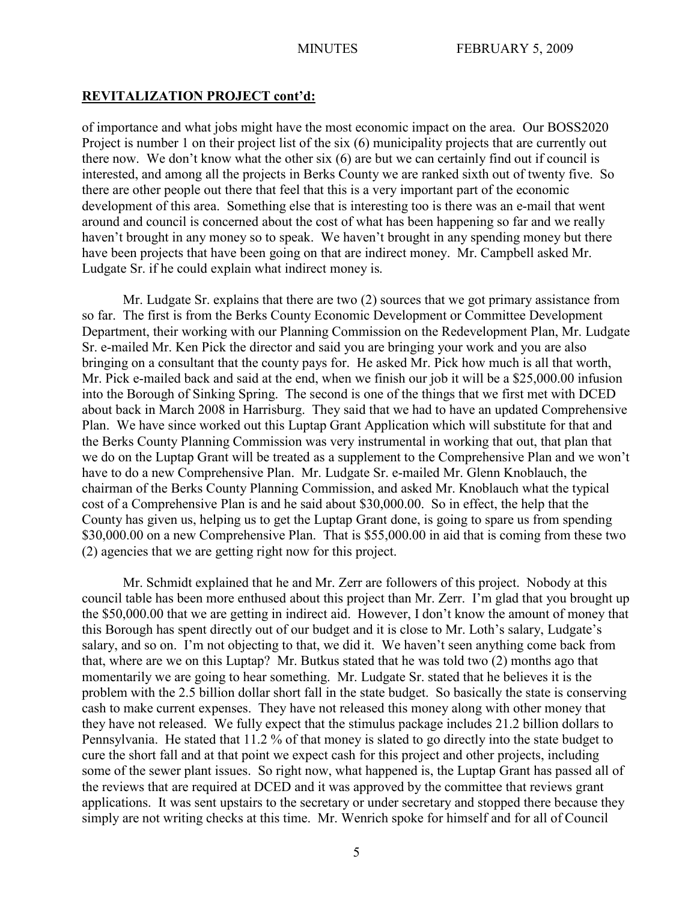**REVITALIZATION PROJECT cont'd:**

of importance and what jobs might have the most economic impact on the area. Our BOSS2020 Project is number 1 on their project list of the six (6) municipality projects that are currently out there now. We don't know what the other six (6) are but we can certainly find out if council is interested, and among all the projects in Berks County we are ranked sixth out of twenty five. So there are other people out there that feel that this is a very important part of the economic development of this area. Something else that is interesting too is there was an e-mail that went around and council is concerned about the cost of what has been happening so far and we really haven't brought in any money so to speak. We haven't brought in any spending money but there have been projects that have been going on that are indirect money. Mr. Campbell asked Mr. Ludgate Sr. if he could explain what indirect money is.

Mr. Ludgate Sr. explains that there are two (2) sources that we got primary assistance from so far. The first is from the Berks County Economic Development or Committee Development Department, their working with our Planning Commission on the Redevelopment Plan, Mr. Ludgate Sr. e-mailed Mr. Ken Pick the director and said you are bringing your work and you are also bringing on a consultant that the county pays for. He asked Mr. Pick how much is all that worth, Mr. Pick e-mailed back and said at the end, when we finish our job it will be a $25,000.00 infusion into the Borough of Sinking Spring. The second is one of the things that we first met with DCED about back in March 2008 in Harrisburg. They said that we had to have an updated Comprehensive Plan. We have since worked out this Luptap Grant Application which will substitute for that and the Berks County Planning Commission was very instrumental in working that out, that plan that we do on the Luptap Grant will be treated as a supplement to the Comprehensive Plan and we won't have to do a new Comprehensive Plan. Mr. Ludgate Sr. e-mailed Mr. Glenn Knoblauch, the chairman of the Berks County Planning Commission, and asked Mr. Knoblauch what the typical cost of a Comprehensive Plan is and he said about $30,000.00. So in effect, the help that the County has given us, helping us to get the Luptap Grant done, is going to spare us from spending $30,000.00 on a new Comprehensive Plan. That is $55,000.00 in aid that is coming from these two (2) agencies that we are getting right now for this project.

Mr. Schmidt explained that he and Mr. Zerr are followers of this project. Nobody at this council table has been more enthused about this project than Mr. Zerr. I'm glad that you brought up the $50,000.00 that we are getting in indirect aid. However, I don't know the amount of money that this Borough has spent directly out of our budget and it is close to Mr. Loth's salary, Ludgate's salary, and so on. I'm not objecting to that, we did it. We haven't seen anything come back from that, where are we on this Luptap? Mr. Butkus stated that he was told two (2) months ago that momentarily we are going to hear something. Mr. Ludgate Sr. stated that he believes it is the problem with the 2.5 billion dollar short fall in the state budget. So basically the state is conserving cash to make current expenses. They have not released this money along with other money that they have not released. We fully expect that the stimulus package includes 21.2 billion dollars to Pennsylvania. He stated that 11.2 % of that money is slated to go directly into the state budget to cure the short fall and at that point we expect cash for this project and other projects, including some of the sewer plant issues. So right now, what happened is, the Luptap Grant has passed all of the reviews that are required at DCED and it was approved by the committee that reviews grant applications. It was sent upstairs to the secretary or under secretary and stopped there because they simply are not writing checks at this time. Mr. Wenrich spoke for himself and for all of Council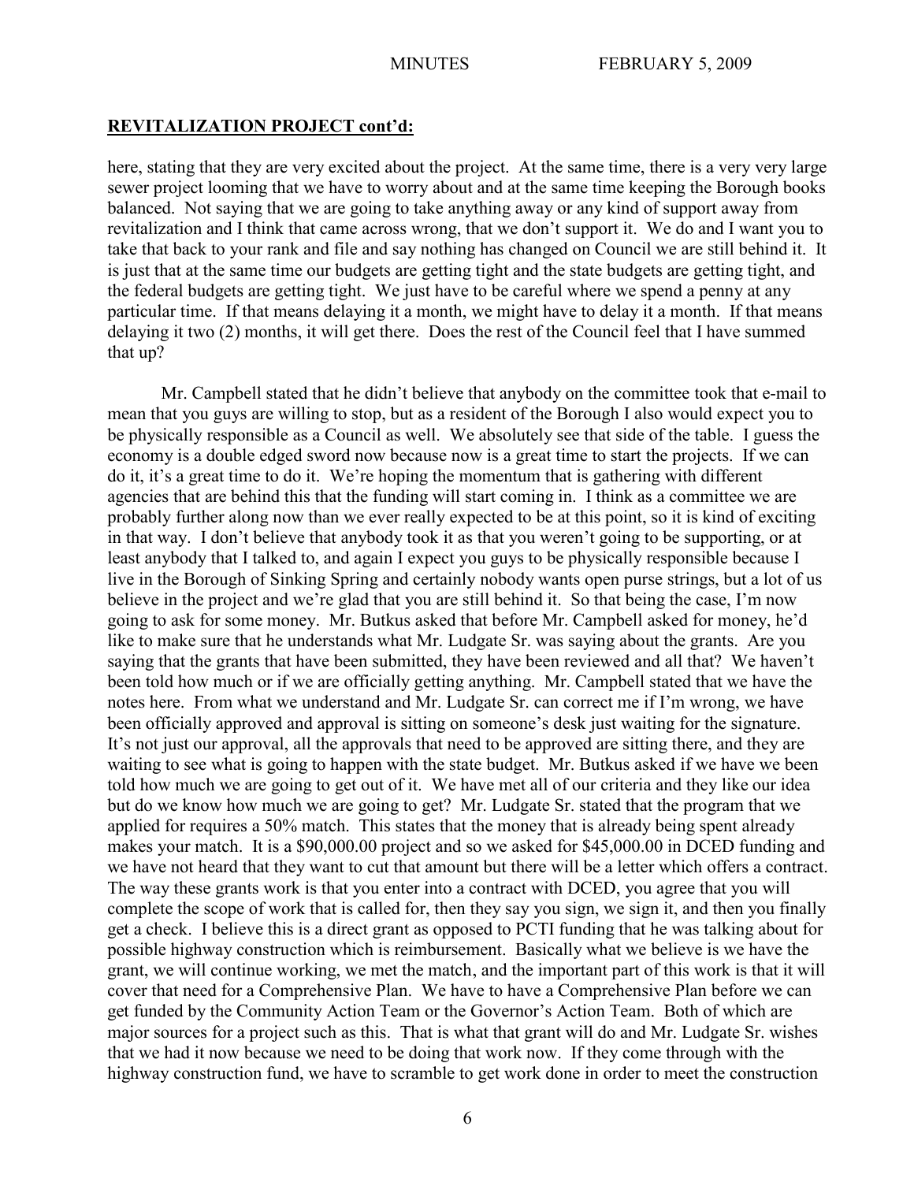## **REVITALIZATION PROJECT cont'd:**

here, stating that they are very excited about the project. At the same time, there is a very very large sewer project looming that we have to worry about and at the same time keeping the Borough books balanced. Not saying that we are going to take anything away or any kind of support away from revitalization and I think that came across wrong, that we don't support it. We do and I want you to take that back to your rank and file and say nothing has changed on Council we are still behind it. It is just that at the same time our budgets are getting tight and the state budgets are getting tight, and the federal budgets are getting tight. We just have to be careful where we spend a penny at any particular time. If that means delaying it a month, we might have to delay it a month. If that means delaying it two (2) months, it will get there. Does the rest of the Council feel that I have summed that up?

Mr. Campbell stated that he didn't believe that anybody on the committee took that e-mail to mean that you guys are willing to stop, but as a resident of the Borough I also would expect you to be physically responsible as a Council as well. We absolutely see that side of the table. I guess the economy is a double edged sword now because now is a great time to start the projects. If we can do it, it's a great time to do it. We're hoping the momentum that is gathering with different agencies that are behind this that the funding will start coming in. I think as a committee we are probably further along now than we ever really expected to be at this point, so it is kind of exciting in that way. I don't believe that anybody took it as that you weren't going to be supporting, or at least anybody that I talked to, and again I expect you guys to be physically responsible because I live in the Borough of Sinking Spring and certainly nobody wants open purse strings, but a lot of us believe in the project and we're glad that you are still behind it. So that being the case, I'm now going to ask for some money. Mr. Butkus asked that before Mr. Campbell asked for money, he'd like to make sure that he understands what Mr. Ludgate Sr. was saying about the grants. Are you saying that the grants that have been submitted, they have been reviewed and all that? We haven't been told how much or if we are officially getting anything. Mr. Campbell stated that we have the notes here. From what we understand and Mr. Ludgate Sr. can correct me if I'm wrong, we have been officially approved and approval is sitting on someone's desk just waiting for the signature. It's not just our approval, all the approvals that need to be approved are sitting there, and they are waiting to see what is going to happen with the state budget. Mr. Butkus asked if we have we been told how much we are going to get out of it. We have met all of our criteria and they like our idea but do we know how much we are going to get? Mr. Ludgate Sr. stated that the program that we applied for requires a 50% match. This states that the money that is already being spent already makes your match. It is a $90,000.00 project and so we asked for $45,000.00 in DCED funding and we have not heard that they want to cut that amount but there will be a letter which offers a contract. The way these grants work is that you enter into a contract with DCED, you agree that you will complete the scope of work that is called for, then they say you sign, we sign it, and then you finally get a check. I believe this is a direct grant as opposed to PCTI funding that he was talking about for possible highway construction which is reimbursement. Basically what we believe is we have the grant, we will continue working, we met the match, and the important part of this work is that it will cover that need for a Comprehensive Plan. We have to have a Comprehensive Plan before we can get funded by the Community Action Team or the Governor's Action Team. Both of which are major sources for a project such as this. That is what that grant will do and Mr. Ludgate Sr. wishes that we had it now because we need to be doing that work now. If they come through with the highway construction fund, we have to scramble to get work done in order to meet the construction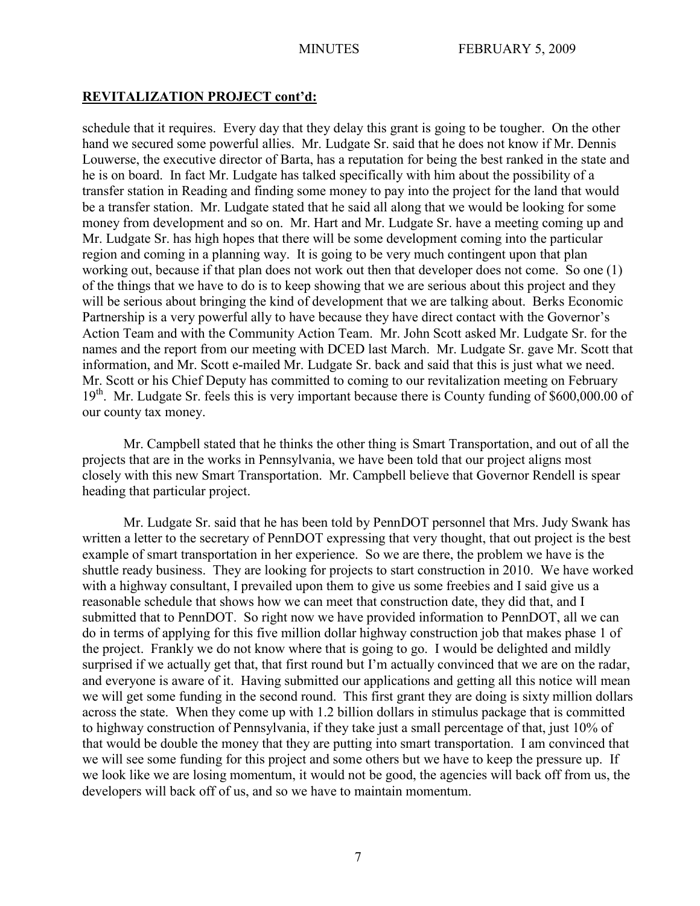## REVITALIZATION PROJECT cont'd:

schedule that it requires. Every day that they delay this grant is going to be tougher. On the other hand we secured some powerful allies. Mr. Ludgate Sr. said that he does not know if Mr. Dennis Louwerse, the executive director of Barta, has a reputation for being the best ranked in the state and he is on board. In fact Mr. Ludgate has talked specifically with him about the possibility of a transfer station in Reading and finding some money to pay into the project for the land that would be a transfer station. Mr. Ludgate stated that he said all along that we would be looking for some money from development and so on. Mr. Hart and Mr. Ludgate Sr. have a meeting coming up and Mr. Ludgate Sr. has high hopes that there will be some development coming into the particular region and coming in a planning way. It is going to be very much contingent upon that plan working out, because if that plan does not work out then that developer does not come. So one (1) of the things that we have to do is to keep showing that we are serious about this project and they will be serious about bringing the kind of development that we are talking about. Berks Economic Partnership is a very powerful ally to have because they have direct contact with the Governor's Action Team and with the Community Action Team. Mr. John Scott asked Mr. Ludgate Sr. for the names and the report from our meeting with DCED last March. Mr. Ludgate Sr. gave Mr. Scott that information, and Mr. Scott e-mailed Mr. Ludgate Sr. back and said that this is just what we need. Mr. Scott or his Chief Deputy has committed to coming to our revitalization meeting on February 19th. Mr. Ludgate Sr. feels this is very important because there is County funding of $600,000.00 of our county tax money.

Mr. Campbell stated that he thinks the other thing is Smart Transportation, and out of all the projects that are in the works in Pennsylvania, we have been told that our project aligns most closely with this new Smart Transportation. Mr. Campbell believe that Governor Rendell is spear heading that particular project.

Mr. Ludgate Sr. said that he has been told by PennDOT personnel that Mrs. Judy Swank has written a letter to the secretary of PennDOT expressing that very thought, that out project is the best example of smart transportation in her experience. So we are there, the problem we have is the shuttle ready business. They are looking for projects to start construction in 2010. We have worked with a highway consultant, I prevailed upon them to give us some freebies and I said give us a reasonable schedule that shows how we can meet that construction date, they did that, and I submitted that to PennDOT. So right now we have provided information to PennDOT, all we can do in terms of applying for this five million dollar highway construction job that makes phase 1 of the project. Frankly we do not know where that is going to go. I would be delighted and mildly surprised if we actually get that, that first round but I'm actually convinced that we are on the radar, and everyone is aware of it. Having submitted our applications and getting all this notice will mean we will get some funding in the second round. This first grant they are doing is sixty million dollars across the state. When they come up with 1.2 billion dollars in stimulus package that is committed to highway construction of Pennsylvania, if they take just a small percentage of that, just 10% of that would be double the money that they are putting into smart transportation. I am convinced that we will see some funding for this project and some others but we have to keep the pressure up. If we look like we are losing momentum, it would not be good, the agencies will back off from us, the developers will back off of us, and so we have to maintain momentum.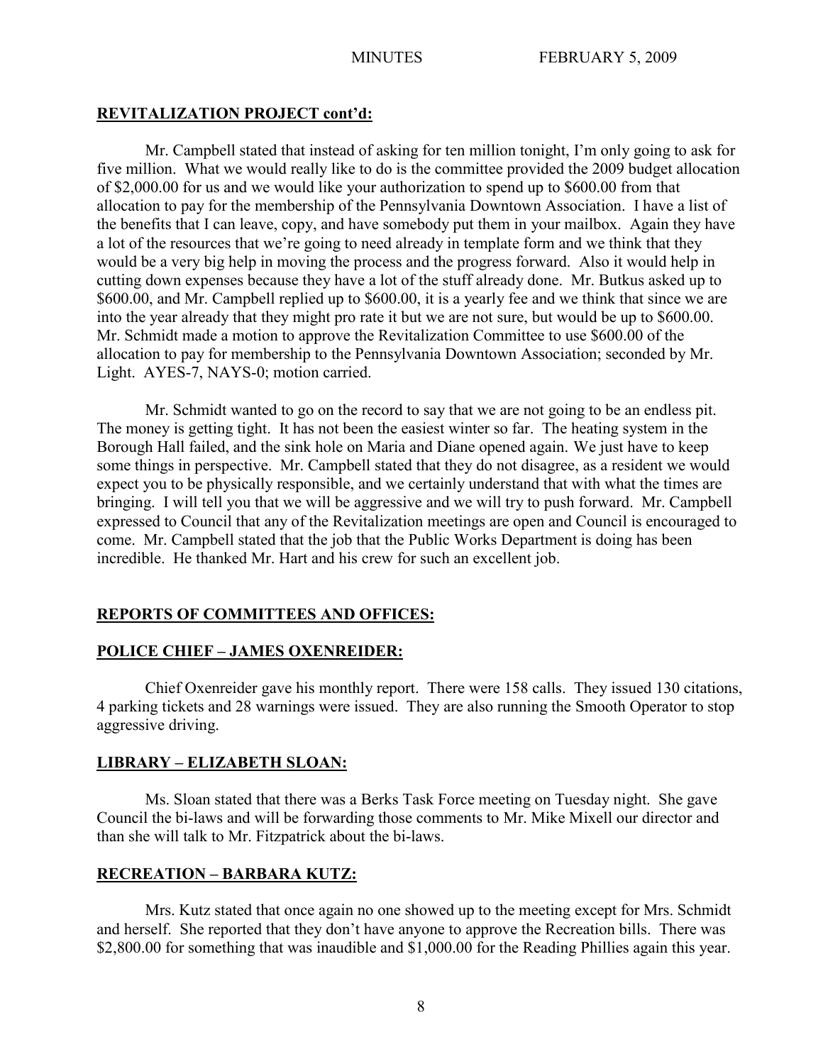## REVITALIZATION PROJECT cont'd:

Mr. Campbell stated that instead of asking for ten million tonight, I'm only going to ask for five million. What we would really like to do is the committee provided the 2009 budget allocation of $2,000.00 for us and we would like your authorization to spend up to $600.00 from that allocation to pay for the membership of the Pennsylvania Downtown Association. I have a list of the benefits that I can leave, copy, and have somebody put them in your mailbox. Again they have a lot of the resources that we're going to need already in template form and we think that they would be a very big help in moving the process and the progress forward. Also it would help in cutting down expenses because they have a lot of the stuff already done. Mr. Butkus asked up to $600.00, and Mr. Campbell replied up to $600.00, it is a yearly fee and we think that since we are into the year already that they might pro rate it but we are not sure, but would be up to $600.00. Mr. Schmidt made a motion to approve the Revitalization Committee to use $600.00 of the allocation to pay for membership to the Pennsylvania Downtown Association; seconded by Mr. Light. AYES-7, NAYS-0; motion carried.

Mr. Schmidt wanted to go on the record to say that we are not going to be an endless pit. The money is getting tight. It has not been the easiest winter so far. The heating system in the Borough Hall failed, and the sink hole on Maria and Diane opened again. We just have to keep some things in perspective. Mr. Campbell stated that they do not disagree, as a resident we would expect you to be physically responsible, and we certainly understand that with what the times are bringing. I will tell you that we will be aggressive and we will try to push forward. Mr. Campbell expressed to Council that any of the Revitalization meetings are open and Council is encouraged to come. Mr. Campbell stated that the job that the Public Works Department is doing has been incredible. He thanked Mr. Hart and his crew for such an excellent job.

## REPORTS OF COMMITTEES AND OFFICES:

## POLICE CHIEF – JAMES OXENREIDER:

Chief Oxenreider gave his monthly report. There were 158 calls. They issued 130 citations, 4 parking tickets and 28 warnings were issued. They are also running the Smooth Operator to stop aggressive driving.

## LIBRARY – ELIZABETH SLOAN:

Ms. Sloan stated that there was a Berks Task Force meeting on Tuesday night. She gave Council the bi-laws and will be forwarding those comments to Mr. Mike Mixell our director and than she will talk to Mr. Fitzpatrick about the bi-laws.

## RECREATION – BARBARA KUTZ:

Mrs. Kutz stated that once again no one showed up to the meeting except for Mrs. Schmidt and herself. She reported that they don't have anyone to approve the Recreation bills. There was $2,800.00 for something that was inaudible and $1,000.00 for the Reading Phillies again this year.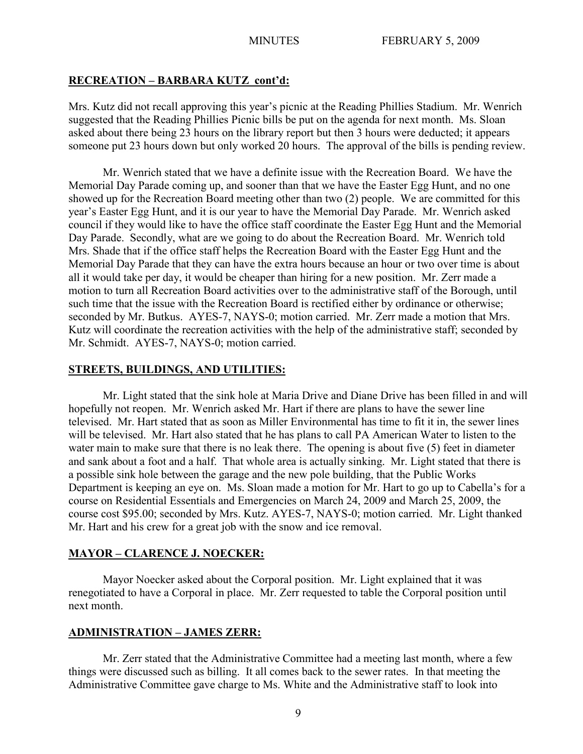**RECREATION – BARBARA KUTZ cont'd:**

Mrs. Kutz did not recall approving this year's picnic at the Reading Phillies Stadium. Mr. Wenrich suggested that the Reading Phillies Picnic bills be put on the agenda for next month. Ms. Sloan asked about there being 23 hours on the library report but then 3 hours were deducted; it appears someone put 23 hours down but only worked 20 hours. The approval of the bills is pending review.

Mr. Wenrich stated that we have a definite issue with the Recreation Board. We have the Memorial Day Parade coming up, and sooner than that we have the Easter Egg Hunt, and no one showed up for the Recreation Board meeting other than two (2) people. We are committed for this year's Easter Egg Hunt, and it is our year to have the Memorial Day Parade. Mr. Wenrich asked council if they would like to have the office staff coordinate the Easter Egg Hunt and the Memorial Day Parade. Secondly, what are we going to do about the Recreation Board. Mr. Wenrich told Mrs. Shade that if the office staff helps the Recreation Board with the Easter Egg Hunt and the Memorial Day Parade that they can have the extra hours because an hour or two over time is about all it would take per day, it would be cheaper than hiring for a new position. Mr. Zerr made a motion to turn all Recreation Board activities over to the administrative staff of the Borough, until such time that the issue with the Recreation Board is rectified either by ordinance or otherwise; seconded by Mr. Butkus. AYES-7, NAYS-0; motion carried. Mr. Zerr made a motion that Mrs. Kutz will coordinate the recreation activities with the help of the administrative staff; seconded by Mr. Schmidt. AYES-7, NAYS-0; motion carried.

**STREETS, BUILDINGS, AND UTILITIES:**

Mr. Light stated that the sink hole at Maria Drive and Diane Drive has been filled in and will hopefully not reopen. Mr. Wenrich asked Mr. Hart if there are plans to have the sewer line televised. Mr. Hart stated that as soon as Miller Environmental has time to fit it in, the sewer lines will be televised. Mr. Hart also stated that he has plans to call PA American Water to listen to the water main to make sure that there is no leak there. The opening is about five (5) feet in diameter and sank about a foot and a half. That whole area is actually sinking. Mr. Light stated that there is a possible sink hole between the garage and the new pole building, that the Public Works Department is keeping an eye on. Ms. Sloan made a motion for Mr. Hart to go up to Cabella's for a course on Residential Essentials and Emergencies on March 24, 2009 and March 25, 2009, the course cost $95.00; seconded by Mrs. Kutz. AYES-7, NAYS-0; motion carried. Mr. Light thanked Mr. Hart and his crew for a great job with the snow and ice removal.

**MAYOR – CLARENCE J. NOECKER:**

Mayor Noecker asked about the Corporal position. Mr. Light explained that it was renegotiated to have a Corporal in place. Mr. Zerr requested to table the Corporal position until next month.

**ADMINISTRATION – JAMES ZERR:**

Mr. Zerr stated that the Administrative Committee had a meeting last month, where a few things were discussed such as billing. It all comes back to the sewer rates. In that meeting the Administrative Committee gave charge to Ms. White and the Administrative staff to look into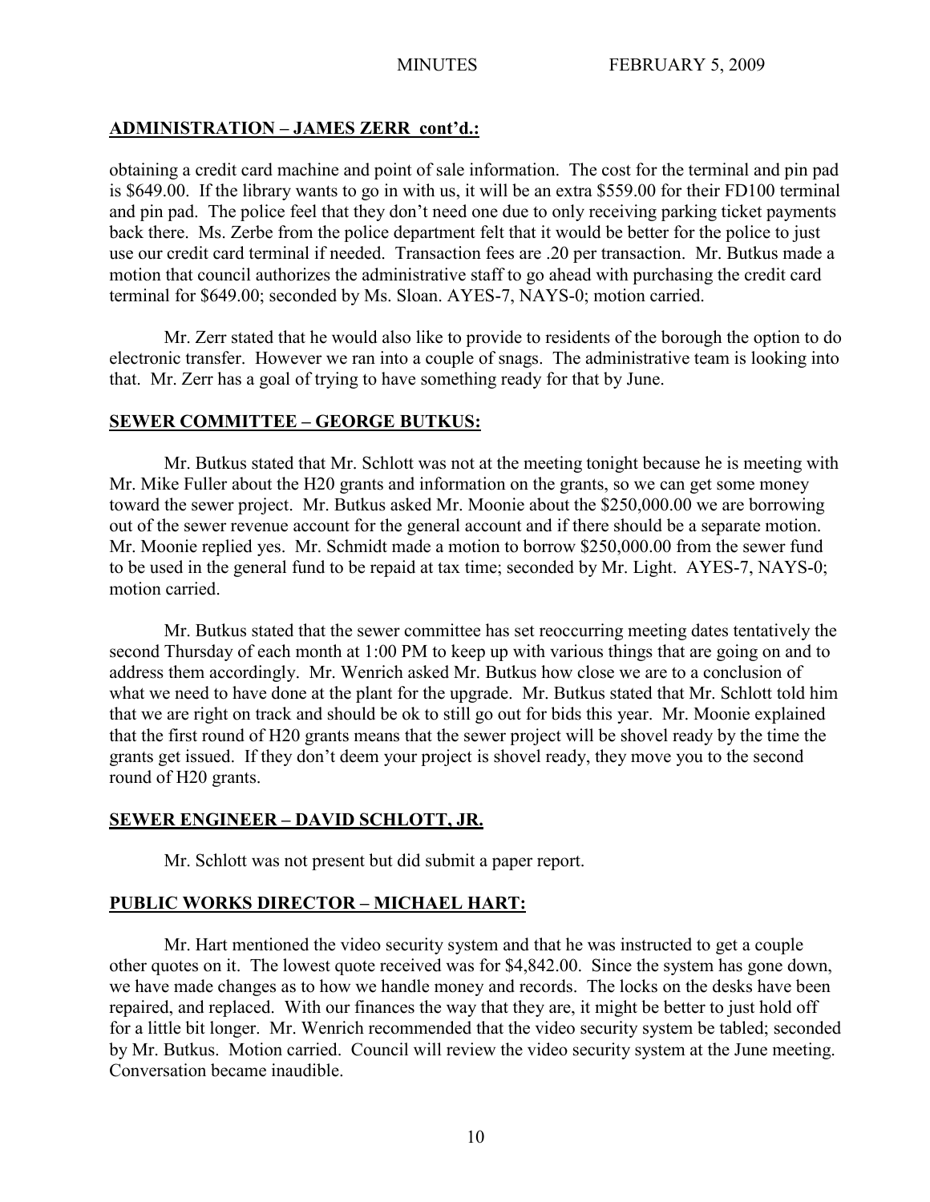## ADMINISTRATION – JAMES ZERR cont'd.:

obtaining a credit card machine and point of sale information. The cost for the terminal and pin pad is $649.00. If the library wants to go in with us, it will be an extra $559.00 for their FD100 terminal and pin pad. The police feel that they don't need one due to only receiving parking ticket payments back there. Ms. Zerbe from the police department felt that it would be better for the police to just use our credit card terminal if needed. Transaction fees are .20 per transaction. Mr. Butkus made a motion that council authorizes the administrative staff to go ahead with purchasing the credit card terminal for $649.00; seconded by Ms. Sloan. AYES-7, NAYS-0; motion carried.

Mr. Zerr stated that he would also like to provide to residents of the borough the option to do electronic transfer. However we ran into a couple of snags. The administrative team is looking into that. Mr. Zerr has a goal of trying to have something ready for that by June.

## SEWER COMMITTEE – GEORGE BUTKUS:

Mr. Butkus stated that Mr. Schlott was not at the meeting tonight because he is meeting with Mr. Mike Fuller about the H20 grants and information on the grants, so we can get some money toward the sewer project. Mr. Butkus asked Mr. Moonie about the $250,000.00 we are borrowing out of the sewer revenue account for the general account and if there should be a separate motion. Mr. Moonie replied yes. Mr. Schmidt made a motion to borrow $250,000.00 from the sewer fund to be used in the general fund to be repaid at tax time; seconded by Mr. Light. AYES-7, NAYS-0; motion carried.

Mr. Butkus stated that the sewer committee has set reoccurring meeting dates tentatively the second Thursday of each month at 1:00 PM to keep up with various things that are going on and to address them accordingly. Mr. Wenrich asked Mr. Butkus how close we are to a conclusion of what we need to have done at the plant for the upgrade. Mr. Butkus stated that Mr. Schlott told him that we are right on track and should be ok to still go out for bids this year. Mr. Moonie explained that the first round of H20 grants means that the sewer project will be shovel ready by the time the grants get issued. If they don't deem your project is shovel ready, they move you to the second round of H20 grants.

## SEWER ENGINEER – DAVID SCHLOTT, JR.

Mr. Schlott was not present but did submit a paper report.

## PUBLIC WORKS DIRECTOR – MICHAEL HART:

Mr. Hart mentioned the video security system and that he was instructed to get a couple other quotes on it. The lowest quote received was for $4,842.00. Since the system has gone down, we have made changes as to how we handle money and records. The locks on the desks have been repaired, and replaced. With our finances the way that they are, it might be better to just hold off for a little bit longer. Mr. Wenrich recommended that the video security system be tabled; seconded by Mr. Butkus. Motion carried. Council will review the video security system at the June meeting. Conversation became inaudible.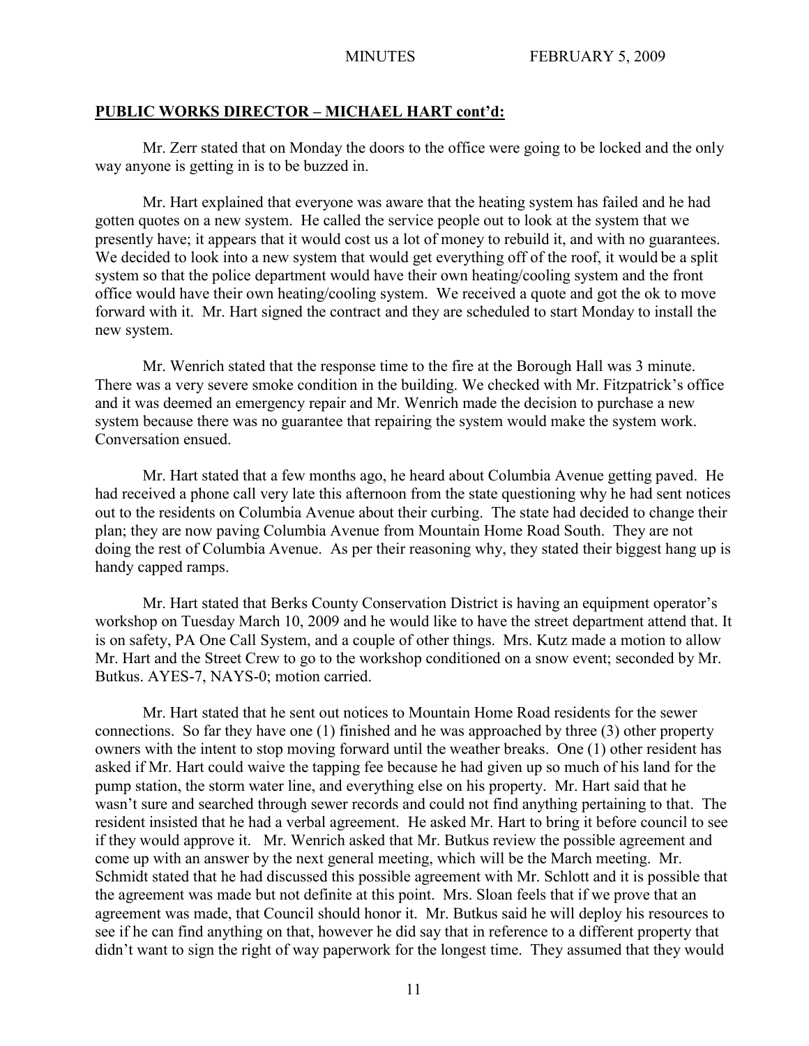**PUBLIC WORKS DIRECTOR – MICHAEL HART cont'd:**

Mr. Zerr stated that on Monday the doors to the office were going to be locked and the only way anyone is getting in is to be buzzed in.

Mr. Hart explained that everyone was aware that the heating system has failed and he had gotten quotes on a new system. He called the service people out to look at the system that we presently have; it appears that it would cost us a lot of money to rebuild it, and with no guarantees. We decided to look into a new system that would get everything off of the roof, it would be a split system so that the police department would have their own heating/cooling system and the front office would have their own heating/cooling system. We received a quote and got the ok to move forward with it. Mr. Hart signed the contract and they are scheduled to start Monday to install the new system.

Mr. Wenrich stated that the response time to the fire at the Borough Hall was 3 minute. There was a very severe smoke condition in the building. We checked with Mr. Fitzpatrick's office and it was deemed an emergency repair and Mr. Wenrich made the decision to purchase a new system because there was no guarantee that repairing the system would make the system work. Conversation ensued.

Mr. Hart stated that a few months ago, he heard about Columbia Avenue getting paved. He had received a phone call very late this afternoon from the state questioning why he had sent notices out to the residents on Columbia Avenue about their curbing. The state had decided to change their plan; they are now paving Columbia Avenue from Mountain Home Road South. They are not doing the rest of Columbia Avenue. As per their reasoning why, they stated their biggest hang up is handy capped ramps.

Mr. Hart stated that Berks County Conservation District is having an equipment operator's workshop on Tuesday March 10, 2009 and he would like to have the street department attend that. It is on safety, PA One Call System, and a couple of other things. Mrs. Kutz made a motion to allow Mr. Hart and the Street Crew to go to the workshop conditioned on a snow event; seconded by Mr. Butkus. AYES-7, NAYS-0; motion carried.

Mr. Hart stated that he sent out notices to Mountain Home Road residents for the sewer connections. So far they have one (1) finished and he was approached by three (3) other property owners with the intent to stop moving forward until the weather breaks. One (1) other resident has asked if Mr. Hart could waive the tapping fee because he had given up so much of his land for the pump station, the storm water line, and everything else on his property. Mr. Hart said that he wasn't sure and searched through sewer records and could not find anything pertaining to that. The resident insisted that he had a verbal agreement. He asked Mr. Hart to bring it before council to see if they would approve it. Mr. Wenrich asked that Mr. Butkus review the possible agreement and come up with an answer by the next general meeting, which will be the March meeting. Mr. Schmidt stated that he had discussed this possible agreement with Mr. Schlott and it is possible that the agreement was made but not definite at this point. Mrs. Sloan feels that if we prove that an agreement was made, that Council should honor it. Mr. Butkus said he will deploy his resources to see if he can find anything on that, however he did say that in reference to a different property that didn't want to sign the right of way paperwork for the longest time. They assumed that they would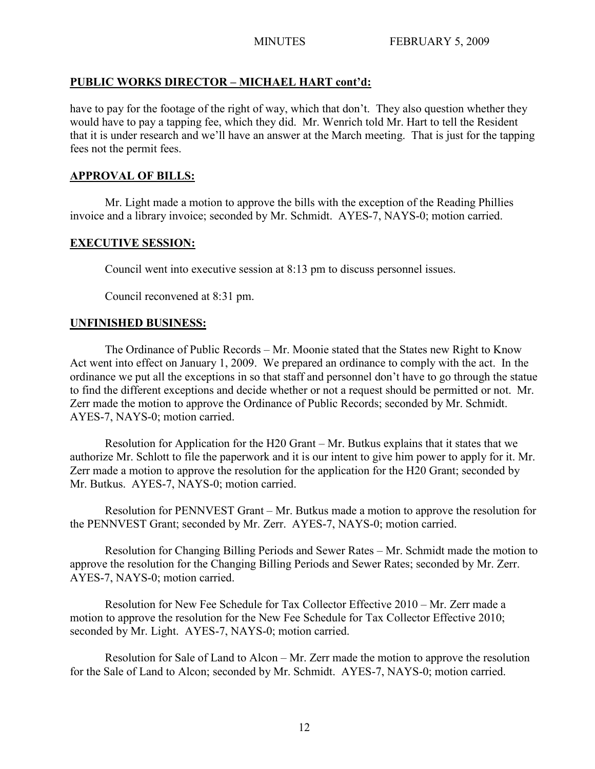## PUBLIC WORKS DIRECTOR – MICHAEL HART cont'd:

have to pay for the footage of the right of way, which that don't. They also question whether they would have to pay a tapping fee, which they did. Mr. Wenrich told Mr. Hart to tell the Resident that it is under research and we'll have an answer at the March meeting. That is just for the tapping fees not the permit fees.

## APPROVAL OF BILLS:

Mr. Light made a motion to approve the bills with the exception of the Reading Phillies invoice and a library invoice; seconded by Mr. Schmidt. AYES-7, NAYS-0; motion carried.

## EXECUTIVE SESSION:

Council went into executive session at 8:13 pm to discuss personnel issues.

Council reconvened at 8:31 pm.

## UNFINISHED BUSINESS:

The Ordinance of Public Records – Mr. Moonie stated that the States new Right to Know Act went into effect on January 1, 2009. We prepared an ordinance to comply with the act. In the ordinance we put all the exceptions in so that staff and personnel don't have to go through the statue to find the different exceptions and decide whether or not a request should be permitted or not. Mr. Zerr made the motion to approve the Ordinance of Public Records; seconded by Mr. Schmidt. AYES-7, NAYS-0; motion carried.

Resolution for Application for the H20 Grant – Mr. Butkus explains that it states that we authorize Mr. Schlott to file the paperwork and it is our intent to give him power to apply for it. Mr. Zerr made a motion to approve the resolution for the application for the H20 Grant; seconded by Mr. Butkus. AYES-7, NAYS-0; motion carried.

Resolution for PENNVEST Grant – Mr. Butkus made a motion to approve the resolution for the PENNVEST Grant; seconded by Mr. Zerr. AYES-7, NAYS-0; motion carried.

Resolution for Changing Billing Periods and Sewer Rates – Mr. Schmidt made the motion to approve the resolution for the Changing Billing Periods and Sewer Rates; seconded by Mr. Zerr. AYES-7, NAYS-0; motion carried.

Resolution for New Fee Schedule for Tax Collector Effective 2010 – Mr. Zerr made a motion to approve the resolution for the New Fee Schedule for Tax Collector Effective 2010; seconded by Mr. Light. AYES-7, NAYS-0; motion carried.

Resolution for Sale of Land to Alcon – Mr. Zerr made the motion to approve the resolution for the Sale of Land to Alcon; seconded by Mr. Schmidt. AYES-7, NAYS-0; motion carried.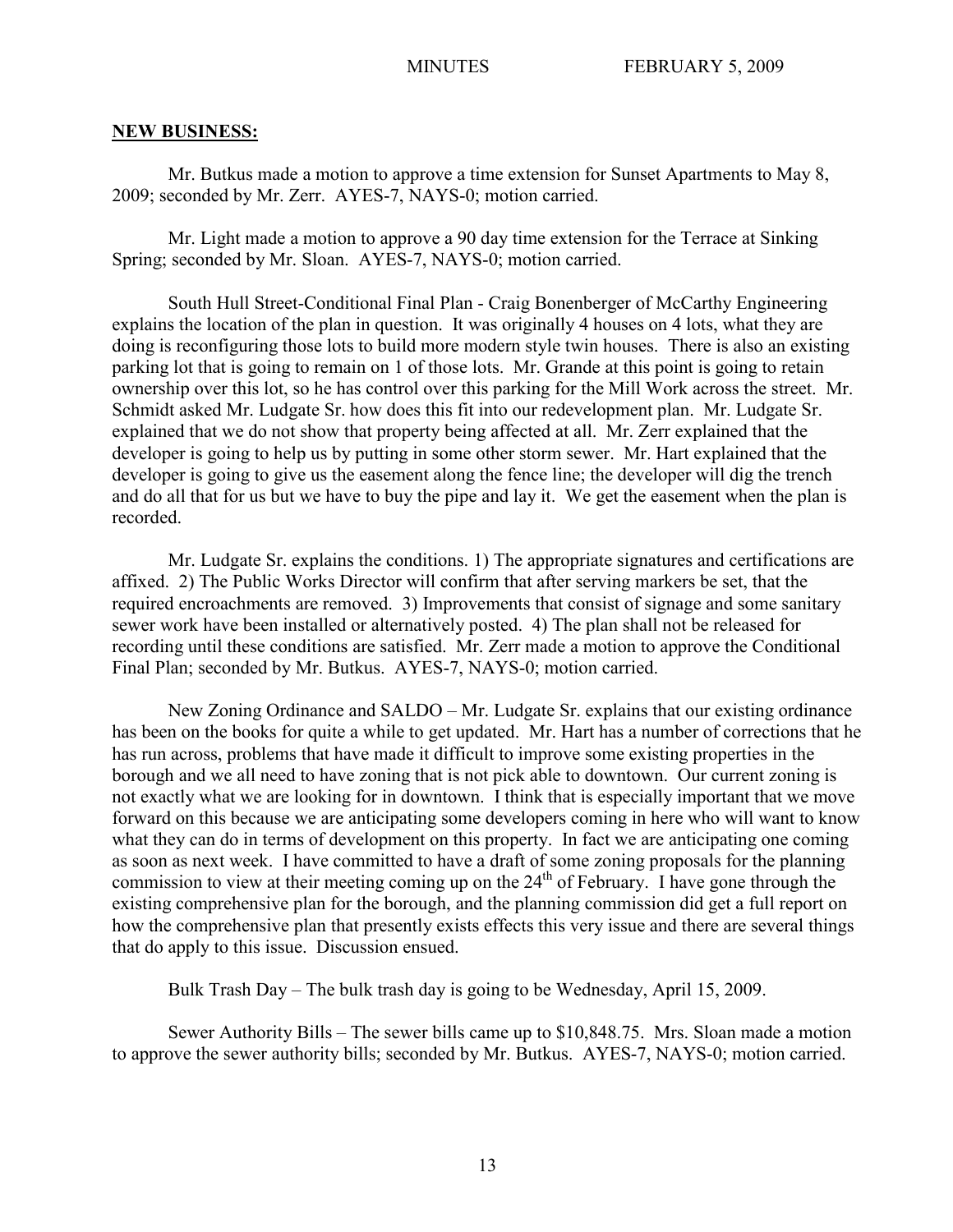**NEW BUSINESS:**

Mr. Butkus made a motion to approve a time extension for Sunset Apartments to May 8, 2009; seconded by Mr. Zerr. AYES-7, NAYS-0; motion carried.

Mr. Light made a motion to approve a 90 day time extension for the Terrace at Sinking Spring; seconded by Mr. Sloan. AYES-7, NAYS-0; motion carried.

South Hull Street-Conditional Final Plan - Craig Bonenberger of McCarthy Engineering explains the location of the plan in question. It was originally 4 houses on 4 lots, what they are doing is reconfiguring those lots to build more modern style twin houses. There is also an existing parking lot that is going to remain on 1 of those lots. Mr. Grande at this point is going to retain ownership over this lot, so he has control over this parking for the Mill Work across the street. Mr. Schmidt asked Mr. Ludgate Sr. how does this fit into our redevelopment plan. Mr. Ludgate Sr. explained that we do not show that property being affected at all. Mr. Zerr explained that the developer is going to help us by putting in some other storm sewer. Mr. Hart explained that the developer is going to give us the easement along the fence line; the developer will dig the trench and do all that for us but we have to buy the pipe and lay it. We get the easement when the plan is recorded.

Mr. Ludgate Sr. explains the conditions. 1) The appropriate signatures and certifications are affixed. 2) The Public Works Director will confirm that after serving markers be set, that the required encroachments are removed. 3) Improvements that consist of signage and some sanitary sewer work have been installed or alternatively posted. 4) The plan shall not be released for recording until these conditions are satisfied. Mr. Zerr made a motion to approve the Conditional Final Plan; seconded by Mr. Butkus. AYES-7, NAYS-0; motion carried.

New Zoning Ordinance and SALDO – Mr. Ludgate Sr. explains that our existing ordinance has been on the books for quite a while to get updated. Mr. Hart has a number of corrections that he has run across, problems that have made it difficult to improve some existing properties in the borough and we all need to have zoning that is not pick able to downtown. Our current zoning is not exactly what we are looking for in downtown. I think that is especially important that we move forward on this because we are anticipating some developers coming in here who will want to know what they can do in terms of development on this property. In fact we are anticipating one coming as soon as next week. I have committed to have a draft of some zoning proposals for the planning commission to view at their meeting coming up on the 24th of February. I have gone through the existing comprehensive plan for the borough, and the planning commission did get a full report on how the comprehensive plan that presently exists effects this very issue and there are several things that do apply to this issue. Discussion ensued.

Bulk Trash Day – The bulk trash day is going to be Wednesday, April 15, 2009.

Sewer Authority Bills – The sewer bills came up to $10,848.75. Mrs. Sloan made a motion to approve the sewer authority bills; seconded by Mr. Butkus. AYES-7, NAYS-0; motion carried.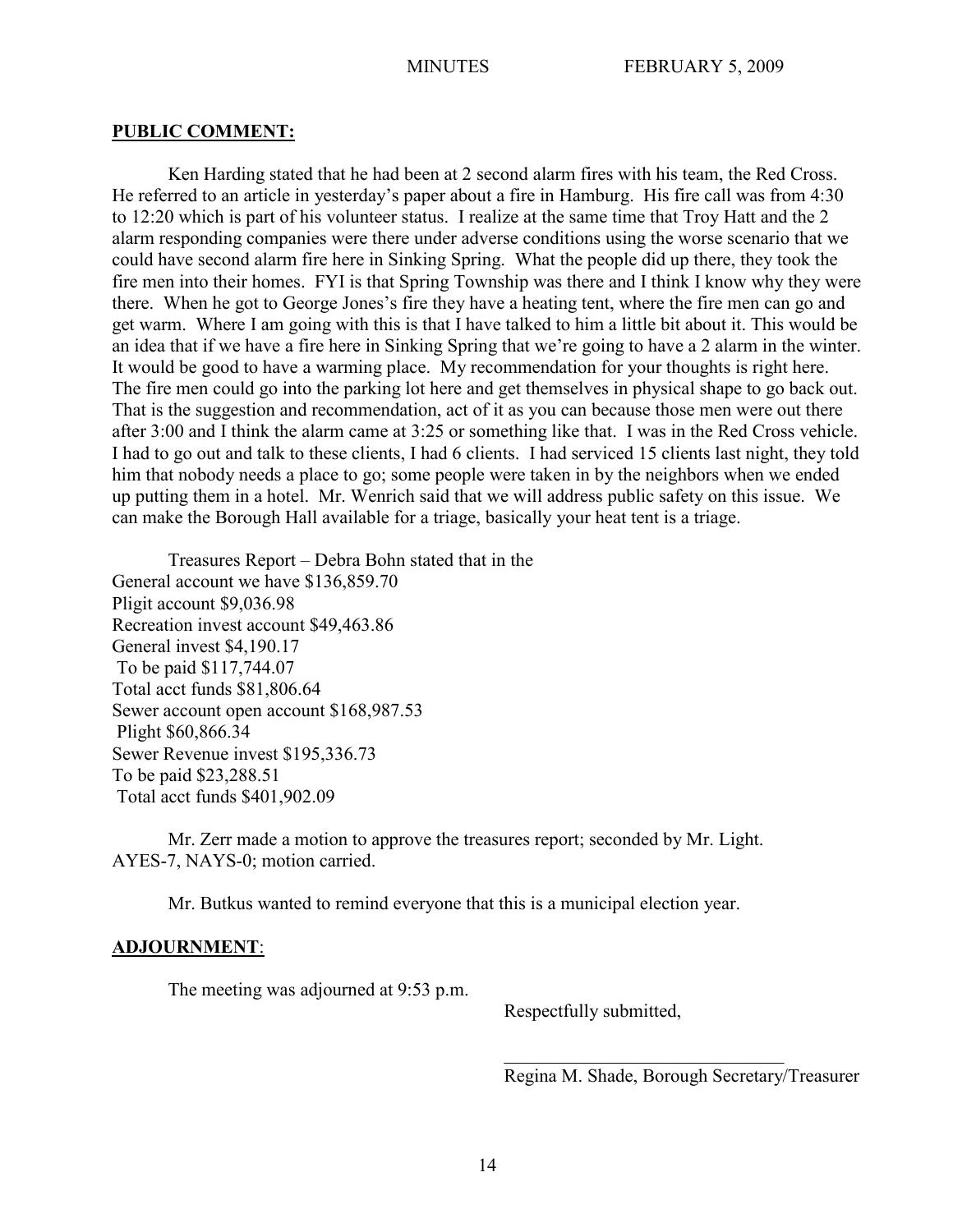## PUBLIC COMMENT:

Ken Harding stated that he had been at 2 second alarm fires with his team, the Red Cross. He referred to an article in yesterday's paper about a fire in Hamburg. His fire call was from 4:30 to 12:20 which is part of his volunteer status. I realize at the same time that Troy Hatt and the 2 alarm responding companies were there under adverse conditions using the worse scenario that we could have second alarm fire here in Sinking Spring. What the people did up there, they took the fire men into their homes. FYI is that Spring Township was there and I think I know why they were there. When he got to George Jones's fire they have a heating tent, where the fire men can go and get warm. Where I am going with this is that I have talked to him a little bit about it. This would be an idea that if we have a fire here in Sinking Spring that we're going to have a 2 alarm in the winter. It would be good to have a warming place. My recommendation for your thoughts is right here. The fire men could go into the parking lot here and get themselves in physical shape to go back out. That is the suggestion and recommendation, act of it as you can because those men were out there after 3:00 and I think the alarm came at 3:25 or something like that. I was in the Red Cross vehicle. I had to go out and talk to these clients, I had 6 clients. I had serviced 15 clients last night, they told him that nobody needs a place to go; some people were taken in by the neighbors when we ended up putting them in a hotel. Mr. Wenrich said that we will address public safety on this issue. We can make the Borough Hall available for a triage, basically your heat tent is a triage.

Treasures Report – Debra Bohn stated that in the
General account we have $136,859.70
Pligit account $9,036.98
Recreation invest account $49,463.86
General invest $4,190.17
To be paid $117,744.07
Total acct funds $81,806.64
Sewer account open account $168,987.53
Plight $60,866.34
Sewer Revenue invest $195,336.73
To be paid $23,288.51
Total acct funds $401,902.09

Mr. Zerr made a motion to approve the treasures report; seconded by Mr. Light. AYES-7, NAYS-0; motion carried.

Mr. Butkus wanted to remind everyone that this is a municipal election year.

## ADJOURNMENT:

The meeting was adjourned at 9:53 p.m.

Respectfully submitted,

\_\_\_\_\_\_\_\_\_\_\_\_\_\_\_\_\_\_\_\_\_\_\_\_\_\_\_\_\_\_

Regina M. Shade, Borough Secretary/Treasurer